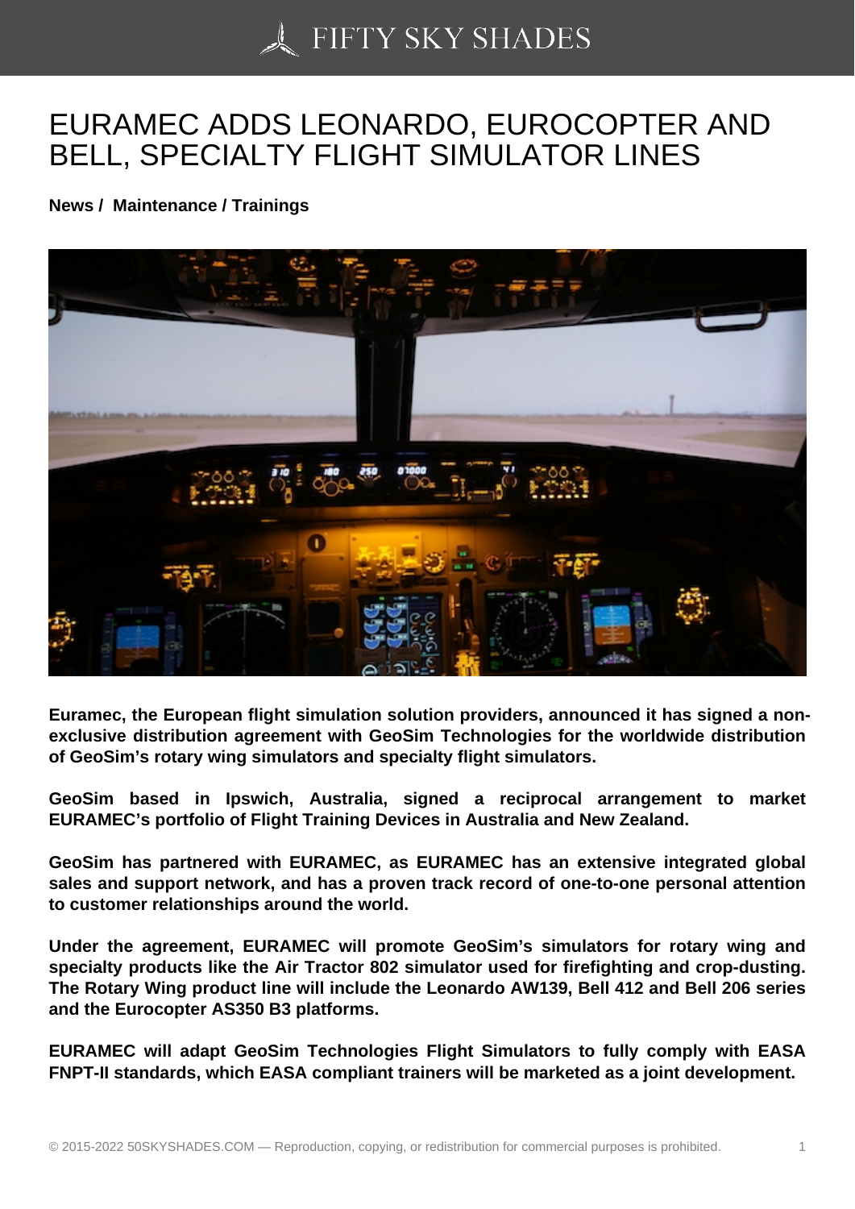# EURAMEC ADDS LEONARDO, EUROCOPTER AND BELL, SPECIALTY FLIGHT SIMULATOR LINES

**News / Maintenance / Trainings**

**Euramec, the European flight simulation solution providers, announced it has signed a non-exclusive distribution agreement with GeoSim Technologies for the worldwide distribution of GeoSim's rotary wing simulators and specialty flight simulators.**

**GeoSim based in Ipswich, Australia, signed a reciprocal arrangement to market EURAMEC's portfolio of Flight Training Devices in Australia and New Zealand.**

**GeoSim has partnered with EURAMEC, as EURAMEC has an extensive integrated global sales and support network, and has a proven track record of one-to-one personal attention to customer relationships around the world.**

**Under the agreement, EURAMEC will promote GeoSim's simulators for rotary wing and specialty products like the Air Tractor 802 simulator used for firefighting and crop-dusting. The Rotary Wing product line will include the Leonardo AW139, Bell 412 and Bell 206 series and the Eurocopter AS350 B3 platforms.**

**EURAMEC will adapt GeoSim Technologies Flight Simulators to fully comply with EASA FNPT-II standards, which EASA compliant trainers will be marketed as a joint development.**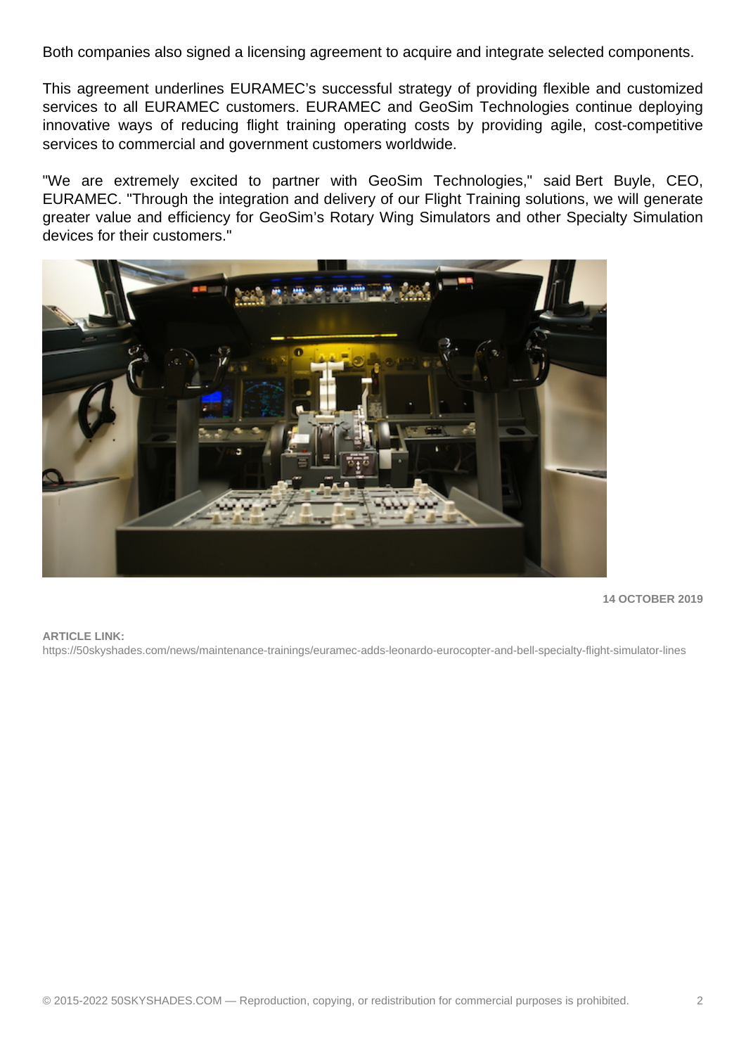Both companies also signed a licensing agreement to acquire and integrate selected components.

This agreement underlines EURAMEC's successful strategy of providing flexible and customized services to all EURAMEC customers. EURAMEC and GeoSim Technologies continue deploying innovative ways of reducing flight training operating costs by providing agile, cost-competitive services to commercial and government customers worldwide.

"We are extremely excited to partner with GeoSim Technologies," said Bert Buyle, CEO, EURAMEC. "Through the integration and delivery of our Flight Training solutions, we will generate greater value and efficiency for GeoSim's Rotary Wing Simulators and other Specialty Simulation devices for their customers."

**14 OCTOBER 2019**

**ARTICLE LINK:**
https://50skyshades.com/news/maintenance-trainings/euramec-adds-leonardo-eurocopter-and-bell-specialty-flight-simulator-lines

© 2015-2022 50SKYSHADES.COM — Reproduction, copying, or redistribution for commercial purposes is prohibited.